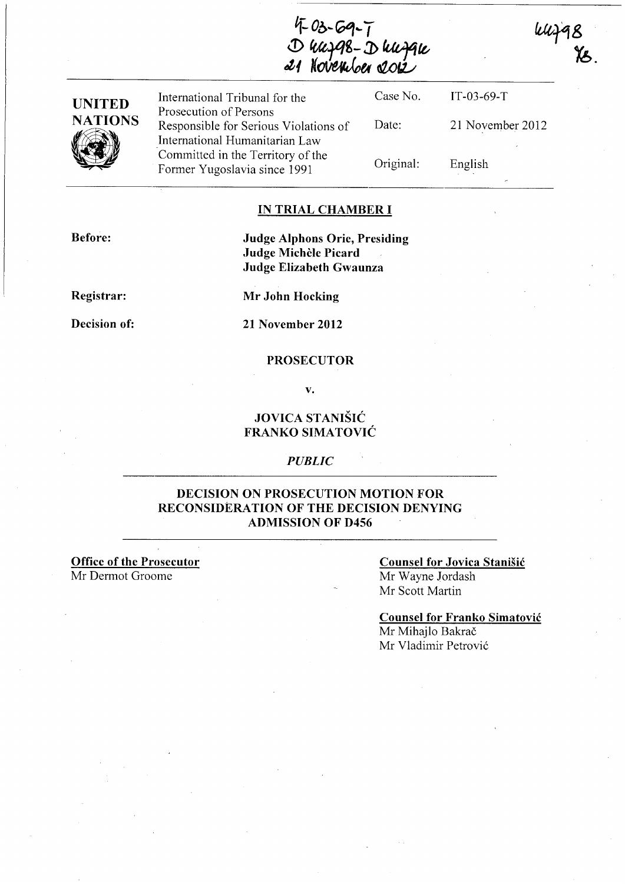IT-03-69-T
D 44798 - D 44796
21 November 2012

44798
YB.

**UNITED NATIONS**

International Tribunal for the Prosecution of Persons Responsible for Serious Violations of International Humanitarian Law Committed in the Territory of the Former Yugoslavia since 1991

Case No. IT-03-69-T

Date: 21 November 2012

Original: English

## IN TRIAL CHAMBER I

**Before:**

**Judge Alphons Orie, Presiding**
**Judge Michèle Picard**
**Judge Elizabeth Gwaunza**

**Registrar:** **Mr John Hocking**

**Decision of:** **21 November 2012**

**PROSECUTOR**

**v.**

**JOVICA STANIŠIĆ**
**FRANKO SIMATOVIĆ**

*PUBLIC*

## DECISION ON PROSECUTION MOTION FOR RECONSIDERATION OF THE DECISION DENYING ADMISSION OF D456

**Office of the Prosecutor**
Mr Dermot Groome

**Counsel for Jovica Stanišić**
Mr Wayne Jordash
Mr Scott Martin

**Counsel for Franko Simatović**
Mr Mihajlo Bakrač
Mr Vladimir Petrović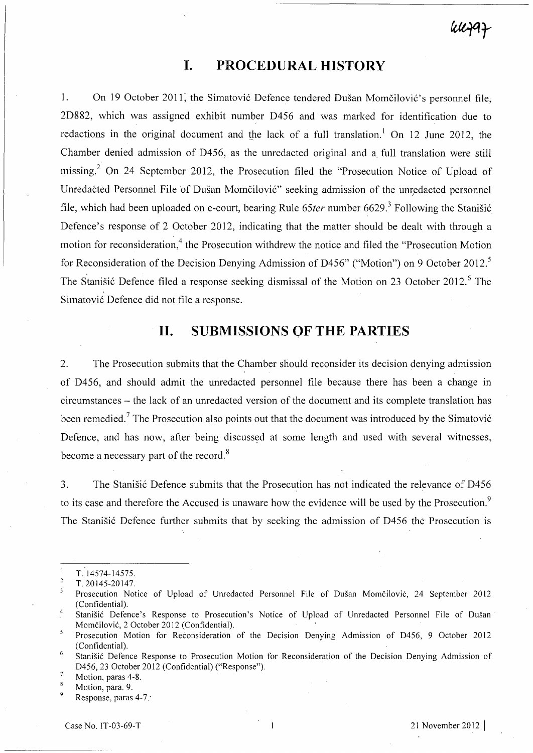## I. PROCEDURAL HISTORY

1. On 19 October 2011, the Simatović Defence tendered Dušan Momčilović's personnel file, 2D882, which was assigned exhibit number D456 and was marked for identification due to redactions in the original document and the lack of a full translation.[1] On 12 June 2012, the Chamber denied admission of D456, as the unredacted original and a full translation were still missing.[2] On 24 September 2012, the Prosecution filed the "Prosecution Notice of Upload of Unredacted Personnel File of Dušan Momčilović" seeking admission of the unredacted personnel file, which had been uploaded on e-court, bearing Rule 65*ter* number 6629.[3] Following the Stanišić Defence's response of 2 October 2012, indicating that the matter should be dealt with through a motion for reconsideration,[4] the Prosecution withdrew the notice and filed the "Prosecution Motion for Reconsideration of the Decision Denying Admission of D456" ("Motion") on 9 October 2012.[5] The Stanišić Defence filed a response seeking dismissal of the Motion on 23 October 2012.[6] The Simatović Defence did not file a response.

## II. SUBMISSIONS OF THE PARTIES

2. The Prosecution submits that the Chamber should reconsider its decision denying admission of D456, and should admit the unredacted personnel file because there has been a change in circumstances – the lack of an unredacted version of the document and its complete translation has been remedied.[7] The Prosecution also points out that the document was introduced by the Simatović Defence, and has now, after being discussed at some length and used with several witnesses, become a necessary part of the record.[8]

3. The Stanišić Defence submits that the Prosecution has not indicated the relevance of D456 to its case and therefore the Accused is unaware how the evidence will be used by the Prosecution.[9] The Stanišić Defence further submits that by seeking the admission of D456 the Prosecution is

---

[1] T. 14574-14575.

[2] T. 20145-20147.

[3] Prosecution Notice of Upload of Unredacted Personnel File of Dušan Momčilović, 24 September 2012 (Confidential).

[4] Stanišić Defence's Response to Prosecution's Notice of Upload of Unredacted Personnel File of Dušan Momčilović, 2 October 2012 (Confidential).

[5] Prosecution Motion for Reconsideration of the Decision Denying Admission of D456, 9 October 2012 (Confidential).

[6] Stanišić Defence Response to Prosecution Motion for Reconsideration of the Decision Denying Admission of D456, 23 October 2012 (Confidential) ("Response").

[7] Motion, paras 4-8.

[8] Motion, para. 9.

[9] Response, paras 4-7.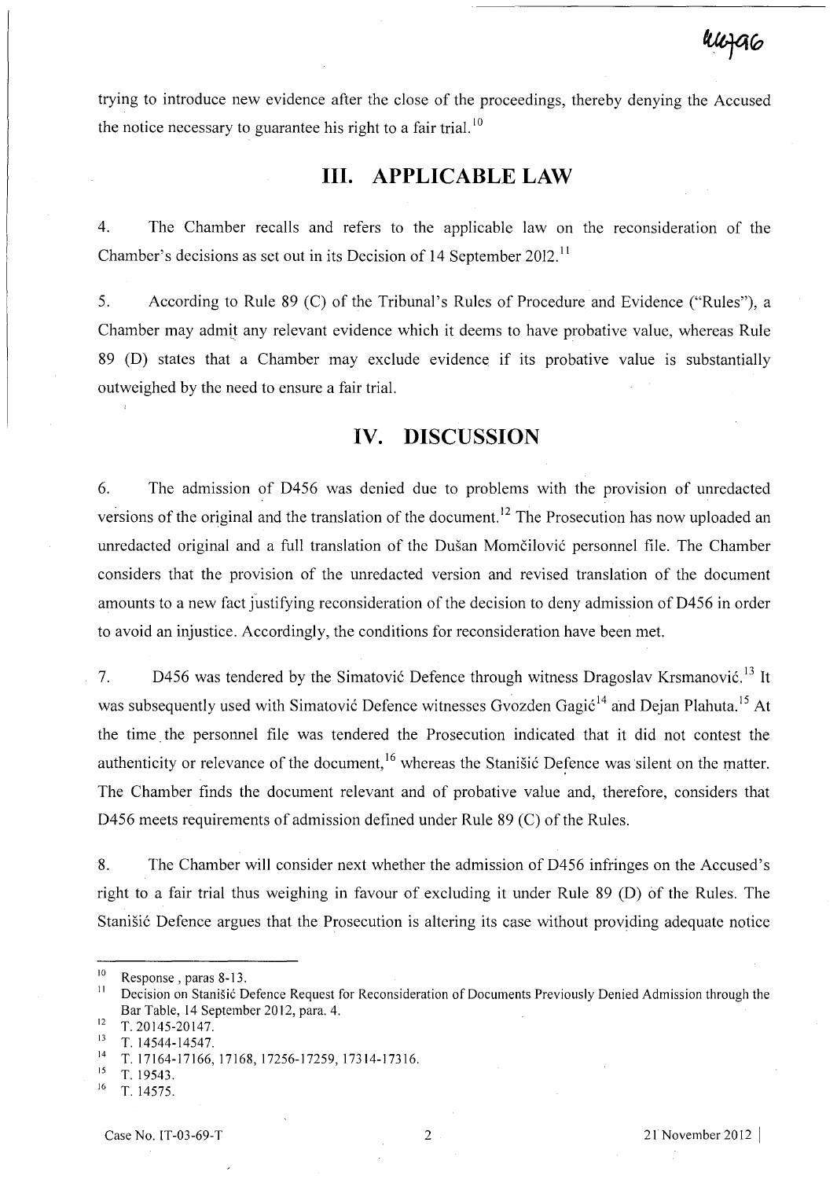trying to introduce new evidence after the close of the proceedings, thereby denying the Accused the notice necessary to guarantee his right to a fair trial.[10]

# III. APPLICABLE LAW

4. The Chamber recalls and refers to the applicable law on the reconsideration of the Chamber's decisions as set out in its Decision of 14 September 2012.[11]

5. According to Rule 89 (C) of the Tribunal's Rules of Procedure and Evidence ("Rules"), a Chamber may admit any relevant evidence which it deems to have probative value, whereas Rule 89 (D) states that a Chamber may exclude evidence if its probative value is substantially outweighed by the need to ensure a fair trial.

# IV. DISCUSSION

6. The admission of D456 was denied due to problems with the provision of unredacted versions of the original and the translation of the document.[12] The Prosecution has now uploaded an unredacted original and a full translation of the Dušan Momčilović personnel file. The Chamber considers that the provision of the unredacted version and revised translation of the document amounts to a new fact justifying reconsideration of the decision to deny admission of D456 in order to avoid an injustice. Accordingly, the conditions for reconsideration have been met.

7. D456 was tendered by the Simatović Defence through witness Dragoslav Krsmanović.[13] It was subsequently used with Simatović Defence witnesses Gvozden Gagić[14] and Dejan Plahuta.[15] At the time the personnel file was tendered the Prosecution indicated that it did not contest the authenticity or relevance of the document,[16] whereas the Stanišić Defence was silent on the matter. The Chamber finds the document relevant and of probative value and, therefore, considers that D456 meets requirements of admission defined under Rule 89 (C) of the Rules.

8. The Chamber will consider next whether the admission of D456 infringes on the Accused's right to a fair trial thus weighing in favour of excluding it under Rule 89 (D) of the Rules. The Stanišić Defence argues that the Prosecution is altering its case without providing adequate notice

---

[10] Response , paras 8-13.

[11] Decision on Stanišić Defence Request for Reconsideration of Documents Previously Denied Admission through the Bar Table, 14 September 2012, para. 4.

[12] T. 20145-20147.

[13] T. 14544-14547.

[14] T. 17164-17166, 17168, 17256-17259, 17314-17316.

[15] T. 19543.

[16] T. 14575.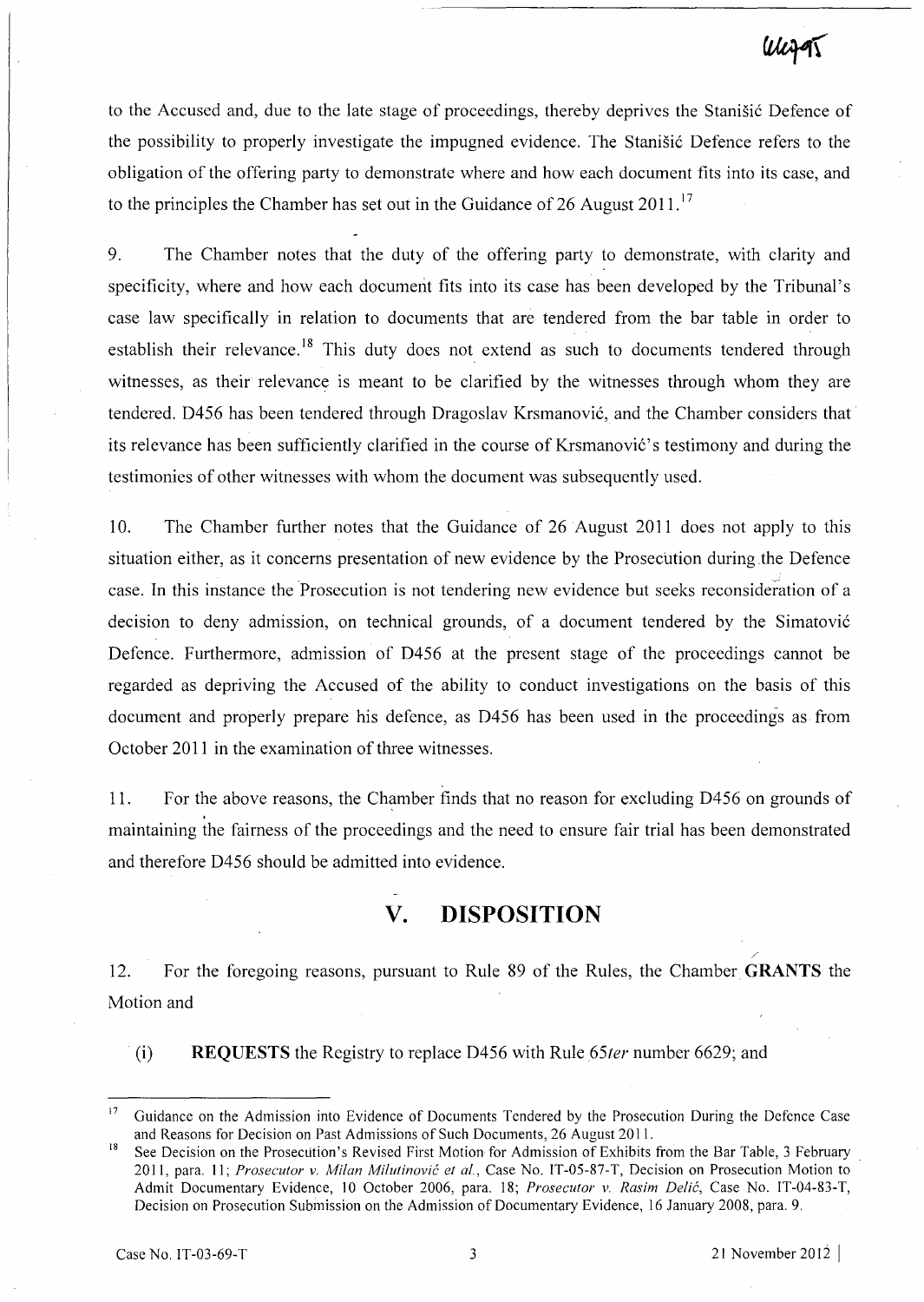to the Accused and, due to the late stage of proceedings, thereby deprives the Stanišić Defence of the possibility to properly investigate the impugned evidence. The Stanišić Defence refers to the obligation of the offering party to demonstrate where and how each document fits into its case, and to the principles the Chamber has set out in the Guidance of 26 August 2011.[17]

9. The Chamber notes that the duty of the offering party to demonstrate, with clarity and specificity, where and how each document fits into its case has been developed by the Tribunal's case law specifically in relation to documents that are tendered from the bar table in order to establish their relevance.[18] This duty does not extend as such to documents tendered through witnesses, as their relevance is meant to be clarified by the witnesses through whom they are tendered. D456 has been tendered through Dragoslav Krsmanović, and the Chamber considers that its relevance has been sufficiently clarified in the course of Krsmanović's testimony and during the testimonies of other witnesses with whom the document was subsequently used.

10. The Chamber further notes that the Guidance of 26 August 2011 does not apply to this situation either, as it concerns presentation of new evidence by the Prosecution during the Defence case. In this instance the Prosecution is not tendering new evidence but seeks reconsideration of a decision to deny admission, on technical grounds, of a document tendered by the Simatović Defence. Furthermore, admission of D456 at the present stage of the proceedings cannot be regarded as depriving the Accused of the ability to conduct investigations on the basis of this document and properly prepare his defence, as D456 has been used in the proceedings as from October 2011 in the examination of three witnesses.

11. For the above reasons, the Chamber finds that no reason for excluding D456 on grounds of maintaining the fairness of the proceedings and the need to ensure fair trial has been demonstrated and therefore D456 should be admitted into evidence.

## V. DISPOSITION

12. For the foregoing reasons, pursuant to Rule 89 of the Rules, the Chamber **GRANTS** the Motion and

(i) **REQUESTS** the Registry to replace D456 with Rule 65*ter* number 6629; and

---

[17] Guidance on the Admission into Evidence of Documents Tendered by the Prosecution During the Defence Case and Reasons for Decision on Past Admissions of Such Documents, 26 August 2011.

[18] See Decision on the Prosecution's Revised First Motion for Admission of Exhibits from the Bar Table, 3 February 2011, para. 11; *Prosecutor v. Milan Milutinović et al.*, Case No. IT-05-87-T, Decision on Prosecution Motion to Admit Documentary Evidence, 10 October 2006, para. 18; *Prosecutor v. Rasim Delić*, Case No. IT-04-83-T, Decision on Prosecution Submission on the Admission of Documentary Evidence, 16 January 2008, para. 9.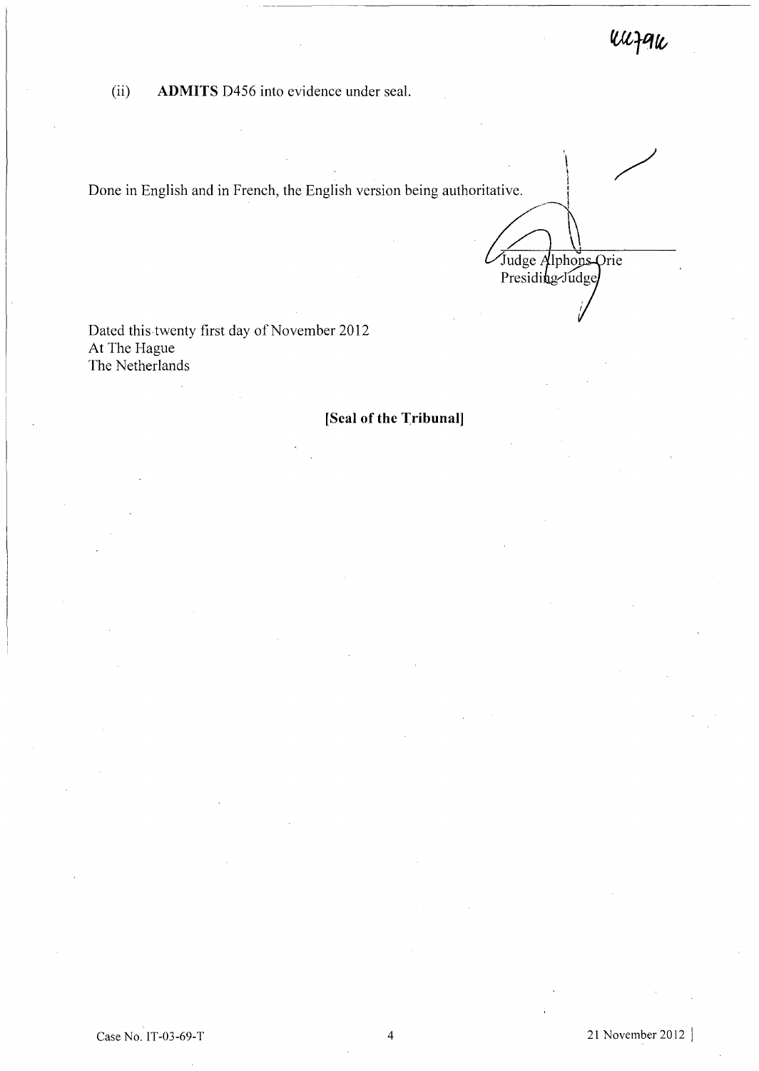(ii) **ADMITS** D456 into evidence under seal.

Done in English and in French, the English version being authoritative.

Judge Alphons Orie
Presiding Judge

Dated this twenty first day of November 2012
At The Hague
The Netherlands

**[Seal of the Tribunal]**